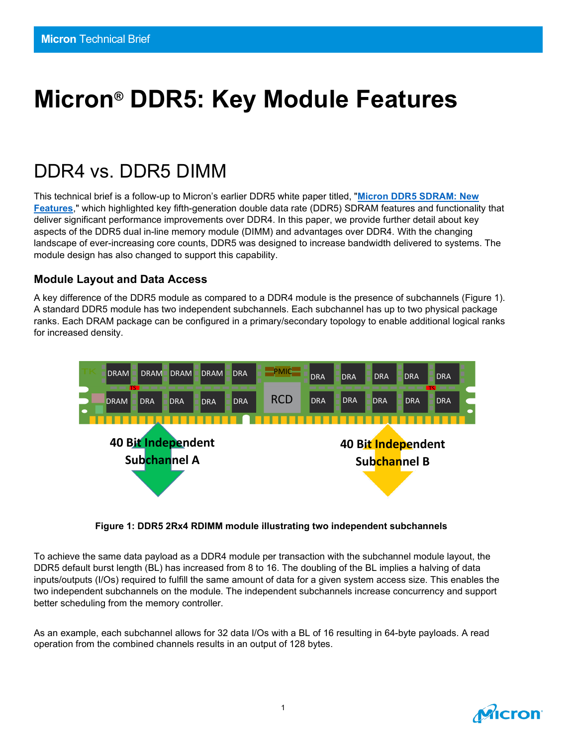# Micron® DDR5: Key Module Features

## DDR4 vs. DDR5 DIMM

This technical brief is a follow-up to Micron's earlier DDR5 white paper titled, "**Micron DDR5 SDRAM: New Features**," which highlighted key fifth-generation double data rate (DDR5) SDRAM features and functionality that deliver significant performance improvements over DDR4. In this paper, we provide further detail about key aspects of the DDR5 dual in-line memory module (DIMM) and advantages over DDR4. With the changing landscape of ever-increasing core counts, DDR5 was designed to increase bandwidth delivered to systems. The module design has also changed to support this capability.

### Module Layout and Data Access

A key difference of the DDR5 module as compared to a DDR4 module is the presence of subchannels (Figure 1). A standard DDR5 module has two independent subchannels. Each subchannel has up to two physical package ranks. Each DRAM package can be configured in a primary/secondary topology to enable additional logical ranks for increased density.

**Figure 1: DDR5 2Rx4 RDIMM module illustrating two independent subchannels**

To achieve the same data payload as a DDR4 module per transaction with the subchannel module layout, the DDR5 default burst length (BL) has increased from 8 to 16. The doubling of the BL implies a halving of data inputs/outputs (I/Os) required to fulfill the same amount of data for a given system access size. This enables the two independent subchannels on the module. The independent subchannels increase concurrency and support better scheduling from the memory controller.

As an example, each subchannel allows for 32 data I/Os with a BL of 16 resulting in 64-byte payloads. A read operation from the combined channels results in an output of 128 bytes.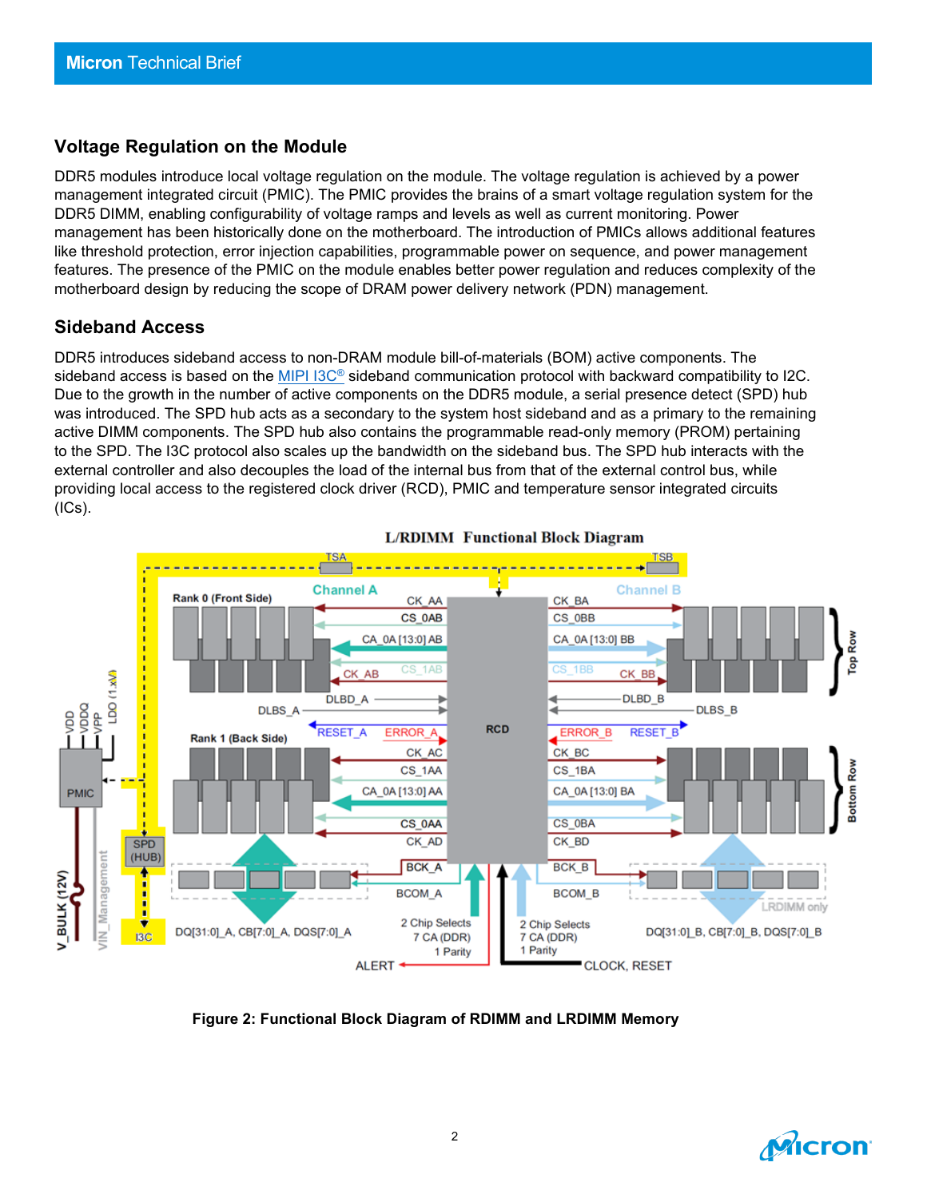## Voltage Regulation on the Module

DDR5 modules introduce local voltage regulation on the module. The voltage regulation is achieved by a power management integrated circuit (PMIC). The PMIC provides the brains of a smart voltage regulation system for the DDR5 DIMM, enabling configurability of voltage ramps and levels as well as current monitoring. Power management has been historically done on the motherboard. The introduction of PMICs allows additional features like threshold protection, error injection capabilities, programmable power on sequence, and power management features. The presence of the PMIC on the module enables better power regulation and reduces complexity of the motherboard design by reducing the scope of DRAM power delivery network (PDN) management.

## Sideband Access

DDR5 introduces sideband access to non-DRAM module bill-of-materials (BOM) active components. The sideband access is based on the MIPI I3C® sideband communication protocol with backward compatibility to I2C. Due to the growth in the number of active components on the DDR5 module, a serial presence detect (SPD) hub was introduced. The SPD hub acts as a secondary to the system host sideband and as a primary to the remaining active DIMM components. The SPD hub also contains the programmable read-only memory (PROM) pertaining to the SPD. The I3C protocol also scales up the bandwidth on the sideband bus. The SPD hub interacts with the external controller and also decouples the load of the internal bus from that of the external control bus, while providing local access to the registered clock driver (RCD), PMIC and temperature sensor integrated circuits (ICs).

**Figure 2: Functional Block Diagram of RDIMM and LRDIMM Memory**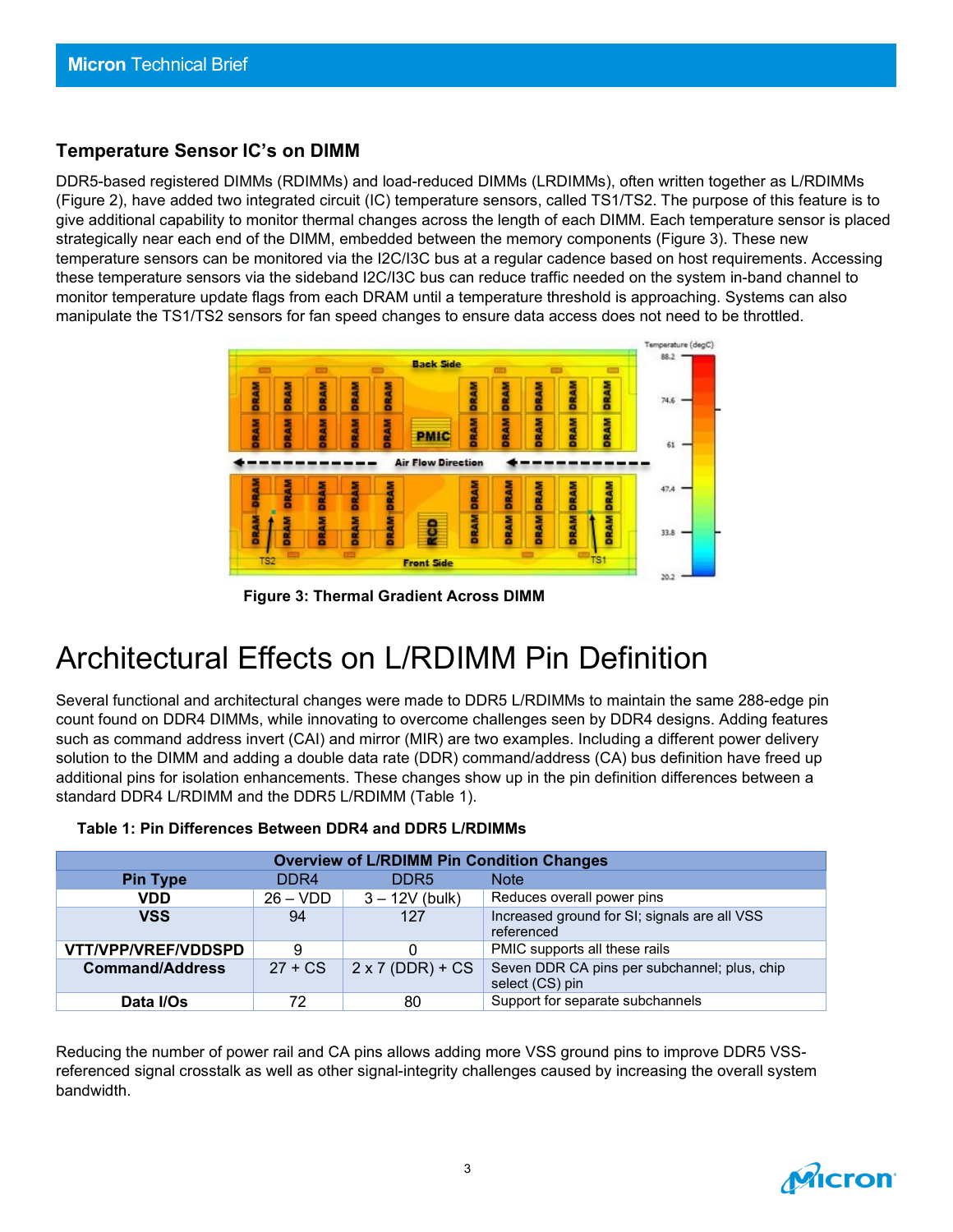### Temperature Sensor IC's on DIMM

DDR5-based registered DIMMs (RDIMMs) and load-reduced DIMMs (LRDIMMs), often written together as L/RDIMMs (Figure 2), have added two integrated circuit (IC) temperature sensors, called TS1/TS2. The purpose of this feature is to give additional capability to monitor thermal changes across the length of each DIMM. Each temperature sensor is placed strategically near each end of the DIMM, embedded between the memory components (Figure 3). These new temperature sensors can be monitored via the I2C/I3C bus at a regular cadence based on host requirements. Accessing these temperature sensors via the sideband I2C/I3C bus can reduce traffic needed on the system in-band channel to monitor temperature update flags from each DRAM until a temperature threshold is approaching. Systems can also manipulate the TS1/TS2 sensors for fan speed changes to ensure data access does not need to be throttled.

**Figure 3: Thermal Gradient Across DIMM**

# Architectural Effects on L/RDIMM Pin Definition

Several functional and architectural changes were made to DDR5 L/RDIMMs to maintain the same 288-edge pin count found on DDR4 DIMMs, while innovating to overcome challenges seen by DDR4 designs. Adding features such as command address invert (CAI) and mirror (MIR) are two examples. Including a different power delivery solution to the DIMM and adding a double data rate (DDR) command/address (CA) bus definition have freed up additional pins for isolation enhancements. These changes show up in the pin definition differences between a standard DDR4 L/RDIMM and the DDR5 L/RDIMM (Table 1).

**Table 1: Pin Differences Between DDR4 and DDR5 L/RDIMMs**

| Overview of L/RDIMM Pin Condition Changes | | | |
|---|---|---|---|
| **Pin Type** | DDR4 | DDR5 | Note |
| **VDD** | 26 – VDD | 3 – 12V (bulk) | Reduces overall power pins |
| **VSS** | 94 | 127 | Increased ground for SI; signals are all VSS referenced |
| **VTT/VPP/VREF/VDDSPD** | 9 | 0 | PMIC supports all these rails |
| **Command/Address** | 27 + CS | 2 x 7 (DDR) + CS | Seven DDR CA pins per subchannel; plus, chip select (CS) pin |
| **Data I/Os** | 72 | 80 | Support for separate subchannels |

Reducing the number of power rail and CA pins allows adding more VSS ground pins to improve DDR5 VSS-referenced signal crosstalk as well as other signal-integrity challenges caused by increasing the overall system bandwidth.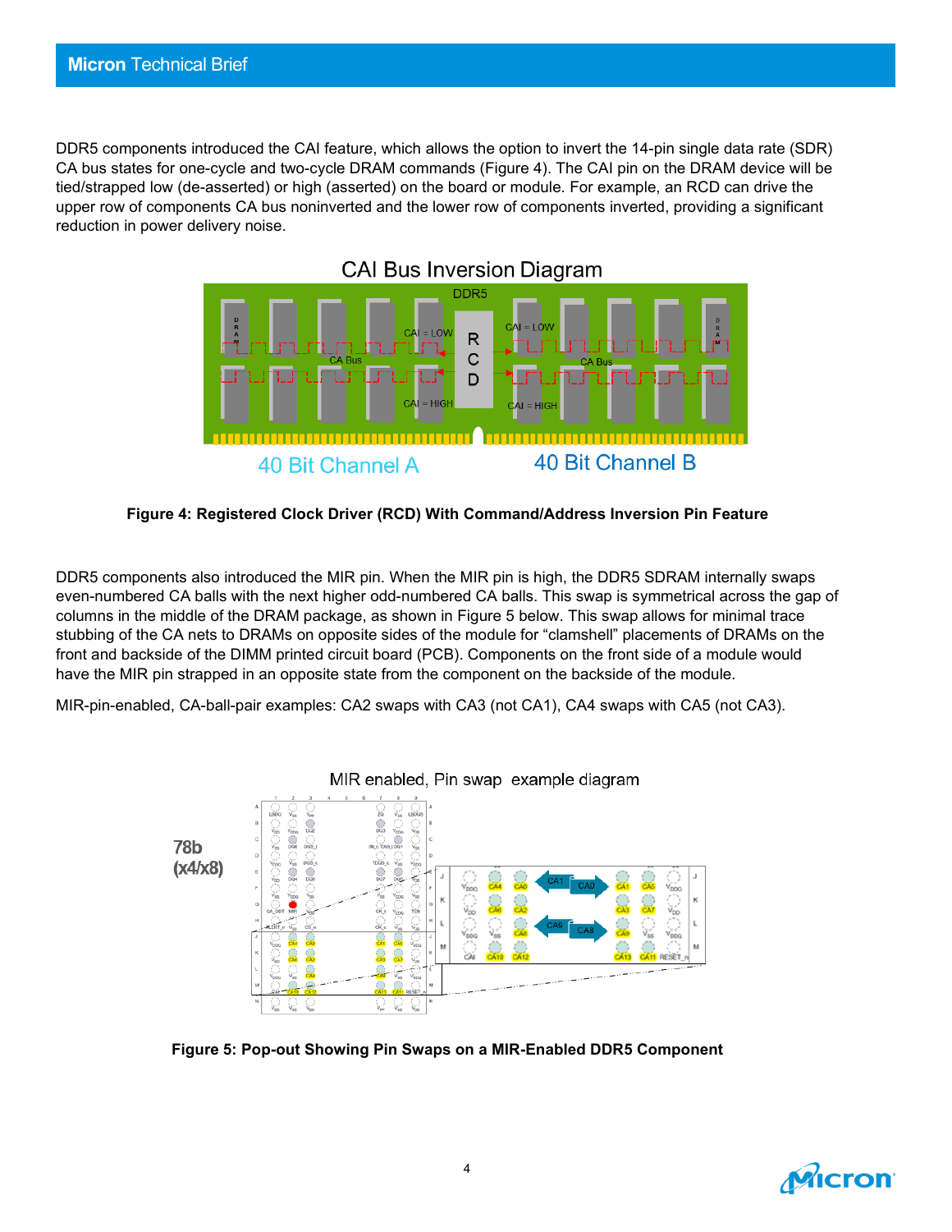DDR5 components introduced the CAI feature, which allows the option to invert the 14-pin single data rate (SDR) CA bus states for one-cycle and two-cycle DRAM commands (Figure 4). The CAI pin on the DRAM device will be tied/strapped low (de-asserted) or high (asserted) on the board or module. For example, an RCD can drive the upper row of components CA bus noninverted and the lower row of components inverted, providing a significant reduction in power delivery noise.

**Figure 4: Registered Clock Driver (RCD) With Command/Address Inversion Pin Feature**

DDR5 components also introduced the MIR pin. When the MIR pin is high, the DDR5 SDRAM internally swaps even-numbered CA balls with the next higher odd-numbered CA balls. This swap is symmetrical across the gap of columns in the middle of the DRAM package, as shown in Figure 5 below. This swap allows for minimal trace stubbing of the CA nets to DRAMs on opposite sides of the module for "clamshell" placements of DRAMs on the front and backside of the DIMM printed circuit board (PCB). Components on the front side of a module would have the MIR pin strapped in an opposite state from the component on the backside of the module.

MIR-pin-enabled, CA-ball-pair examples: CA2 swaps with CA3 (not CA1), CA4 swaps with CA5 (not CA3).

**Figure 5: Pop-out Showing Pin Swaps on a MIR-Enabled DDR5 Component**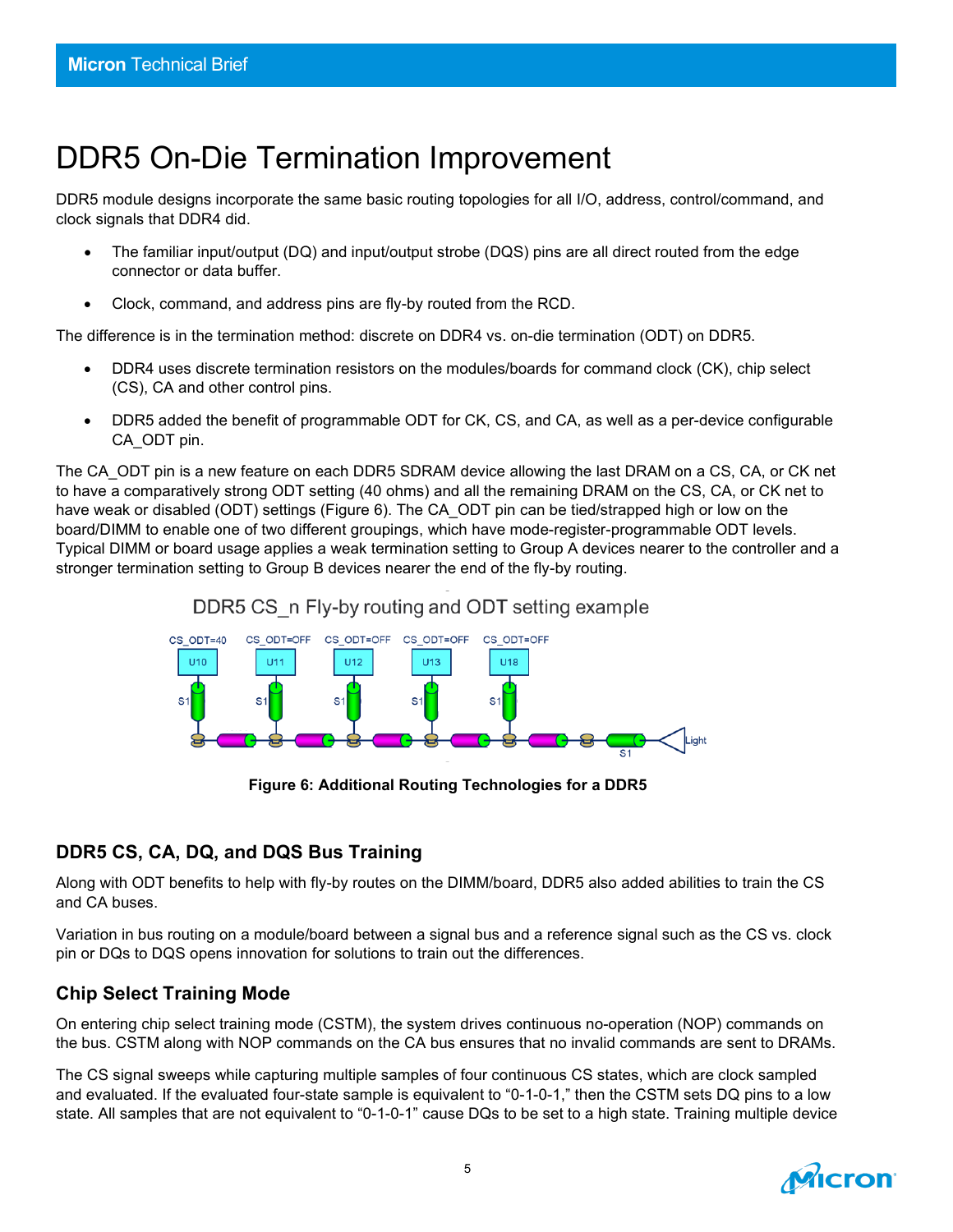# DDR5 On-Die Termination Improvement

DDR5 module designs incorporate the same basic routing topologies for all I/O, address, control/command, and clock signals that DDR4 did.

- The familiar input/output (DQ) and input/output strobe (DQS) pins are all direct routed from the edge connector or data buffer.
- Clock, command, and address pins are fly-by routed from the RCD.

The difference is in the termination method: discrete on DDR4 vs. on-die termination (ODT) on DDR5.

- DDR4 uses discrete termination resistors on the modules/boards for command clock (CK), chip select (CS), CA and other control pins.
- DDR5 added the benefit of programmable ODT for CK, CS, and CA, as well as a per-device configurable CA_ODT pin.

The CA_ODT pin is a new feature on each DDR5 SDRAM device allowing the last DRAM on a CS, CA, or CK net to have a comparatively strong ODT setting (40 ohms) and all the remaining DRAM on the CS, CA, or CK net to have weak or disabled (ODT) settings (Figure 6). The CA_ODT pin can be tied/strapped high or low on the board/DIMM to enable one of two different groupings, which have mode-register-programmable ODT levels. Typical DIMM or board usage applies a weak termination setting to Group A devices nearer to the controller and a stronger termination setting to Group B devices nearer the end of the fly-by routing.

DDR5 CS_n Fly-by routing and ODT setting example

CS_ODT=40 U10 | CS_ODT=OFF U11 | CS_ODT=OFF U12 | CS_ODT=OFF U13 | CS_ODT=OFF U18

**Figure 6: Additional Routing Technologies for a DDR5**

## DDR5 CS, CA, DQ, and DQS Bus Training

Along with ODT benefits to help with fly-by routes on the DIMM/board, DDR5 also added abilities to train the CS and CA buses.

Variation in bus routing on a module/board between a signal bus and a reference signal such as the CS vs. clock pin or DQs to DQS opens innovation for solutions to train out the differences.

## Chip Select Training Mode

On entering chip select training mode (CSTM), the system drives continuous no-operation (NOP) commands on the bus. CSTM along with NOP commands on the CA bus ensures that no invalid commands are sent to DRAMs.

The CS signal sweeps while capturing multiple samples of four continuous CS states, which are clock sampled and evaluated. If the evaluated four-state sample is equivalent to "0-1-0-1," then the CSTM sets DQ pins to a low state. All samples that are not equivalent to "0-1-0-1" cause DQs to be set to a high state. Training multiple device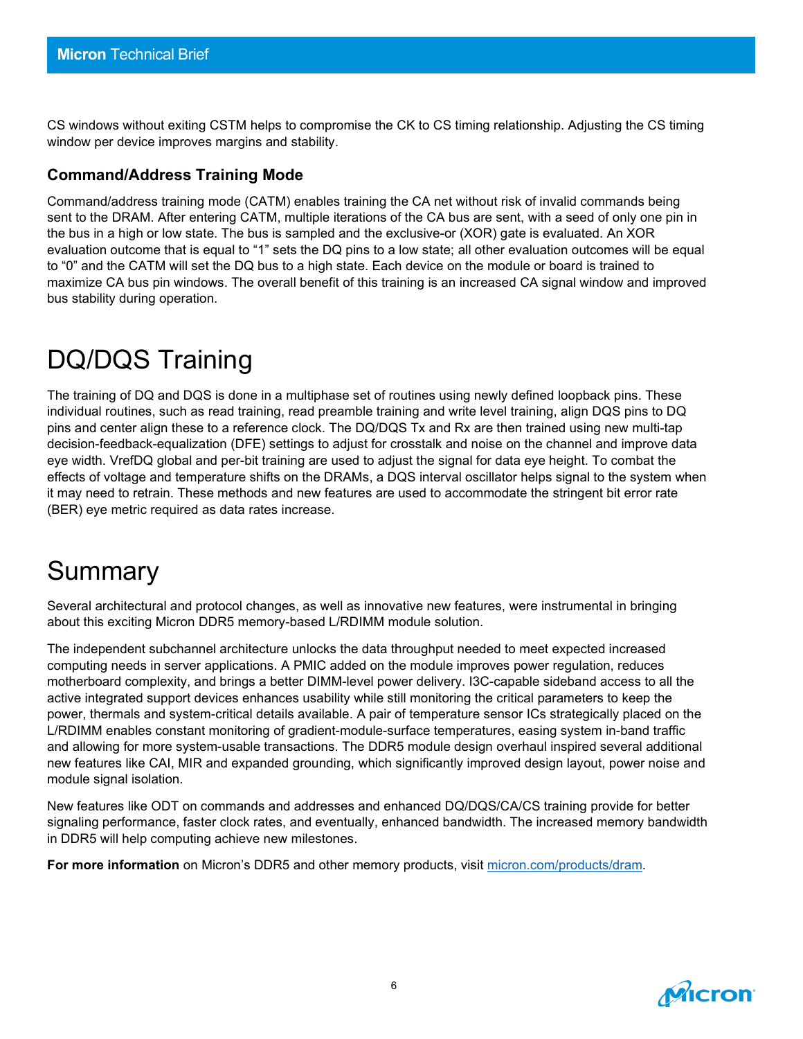CS windows without exiting CSTM helps to compromise the CK to CS timing relationship. Adjusting the CS timing window per device improves margins and stability.

### Command/Address Training Mode

Command/address training mode (CATM) enables training the CA net without risk of invalid commands being sent to the DRAM. After entering CATM, multiple iterations of the CA bus are sent, with a seed of only one pin in the bus in a high or low state. The bus is sampled and the exclusive-or (XOR) gate is evaluated. An XOR evaluation outcome that is equal to “1” sets the DQ pins to a low state; all other evaluation outcomes will be equal to “0” and the CATM will set the DQ bus to a high state. Each device on the module or board is trained to maximize CA bus pin windows. The overall benefit of this training is an increased CA signal window and improved bus stability during operation.

# DQ/DQS Training

The training of DQ and DQS is done in a multiphase set of routines using newly defined loopback pins. These individual routines, such as read training, read preamble training and write level training, align DQS pins to DQ pins and center align these to a reference clock. The DQ/DQS Tx and Rx are then trained using new multi-tap decision-feedback-equalization (DFE) settings to adjust for crosstalk and noise on the channel and improve data eye width. VrefDQ global and per-bit training are used to adjust the signal for data eye height. To combat the effects of voltage and temperature shifts on the DRAMs, a DQS interval oscillator helps signal to the system when it may need to retrain. These methods and new features are used to accommodate the stringent bit error rate (BER) eye metric required as data rates increase.

# Summary

Several architectural and protocol changes, as well as innovative new features, were instrumental in bringing about this exciting Micron DDR5 memory-based L/RDIMM module solution.

The independent subchannel architecture unlocks the data throughput needed to meet expected increased computing needs in server applications. A PMIC added on the module improves power regulation, reduces motherboard complexity, and brings a better DIMM-level power delivery. I3C-capable sideband access to all the active integrated support devices enhances usability while still monitoring the critical parameters to keep the power, thermals and system-critical details available. A pair of temperature sensor ICs strategically placed on the L/RDIMM enables constant monitoring of gradient-module-surface temperatures, easing system in-band traffic and allowing for more system-usable transactions. The DDR5 module design overhaul inspired several additional new features like CAI, MIR and expanded grounding, which significantly improved design layout, power noise and module signal isolation.

New features like ODT on commands and addresses and enhanced DQ/DQS/CA/CS training provide for better signaling performance, faster clock rates, and eventually, enhanced bandwidth. The increased memory bandwidth in DDR5 will help computing achieve new milestones.

**For more information** on Micron’s DDR5 and other memory products, visit micron.com/products/dram.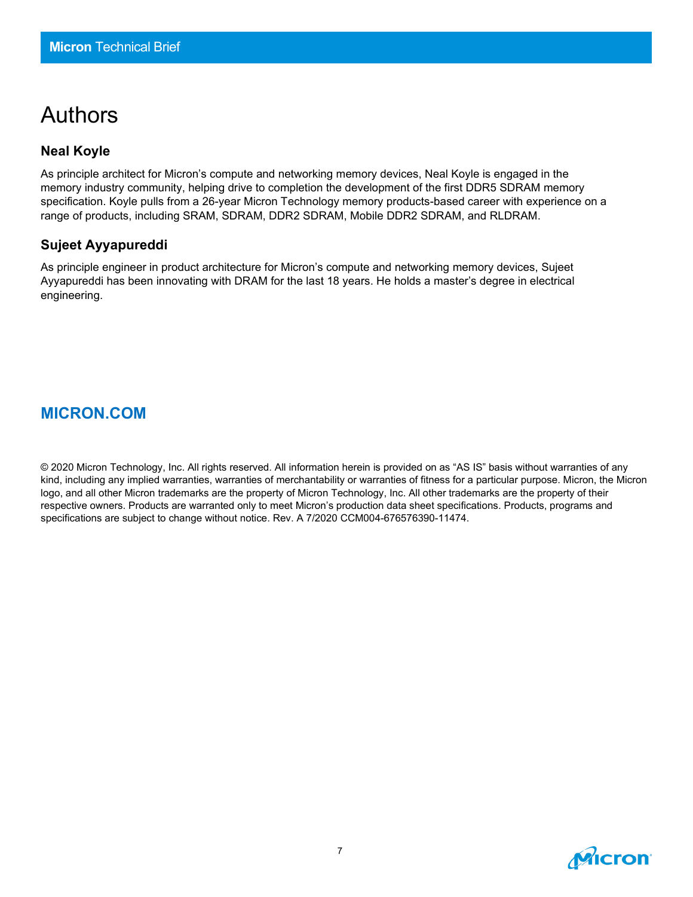# Authors

### Neal Koyle

As principle architect for Micron's compute and networking memory devices, Neal Koyle is engaged in the memory industry community, helping drive to completion the development of the first DDR5 SDRAM memory specification. Koyle pulls from a 26-year Micron Technology memory products-based career with experience on a range of products, including SRAM, SDRAM, DDR2 SDRAM, Mobile DDR2 SDRAM, and RLDRAM.

### Sujeet Ayyapureddi

As principle engineer in product architecture for Micron's compute and networking memory devices, Sujeet Ayyapureddi has been innovating with DRAM for the last 18 years. He holds a master's degree in electrical engineering.

**MICRON.COM**

© 2020 Micron Technology, Inc. All rights reserved. All information herein is provided on as "AS IS" basis without warranties of any kind, including any implied warranties, warranties of merchantability or warranties of fitness for a particular purpose. Micron, the Micron logo, and all other Micron trademarks are the property of Micron Technology, Inc. All other trademarks are the property of their respective owners. Products are warranted only to meet Micron's production data sheet specifications. Products, programs and specifications are subject to change without notice. Rev. A 7/2020 CCM004-676576390-11474.